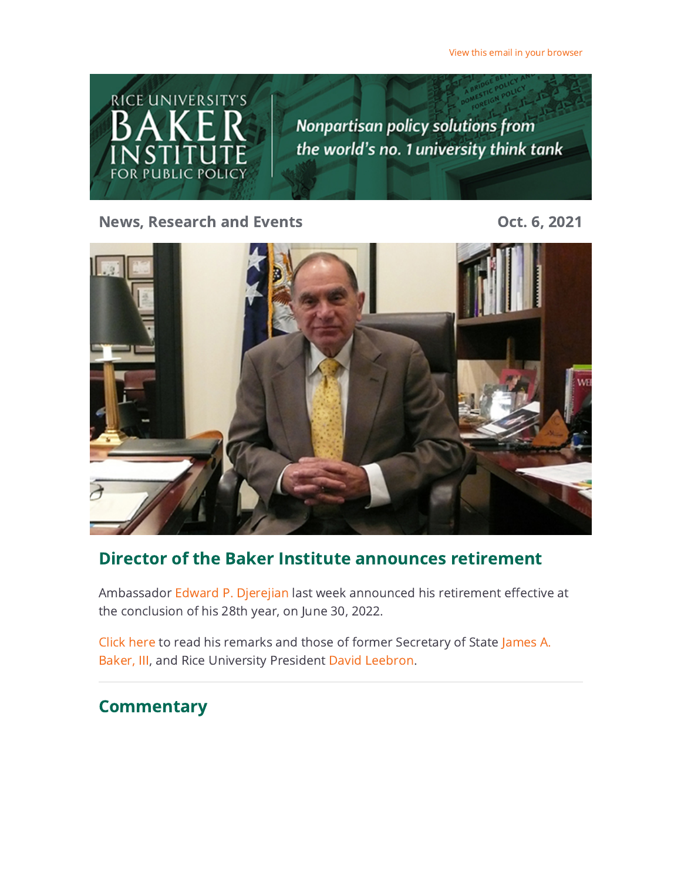View this email in your browser

RICE UNIVERSITY'S BAKER INSTITUTE FOR PUBLIC POLICY

*Nonpartisan policy solutions from the world's no. 1 university think tank*

**News, Research and Events** **Oct. 6, 2021**

## Director of the Baker Institute announces retirement

Ambassador Edward P. Djerejian last week announced his retirement effective at the conclusion of his 28th year, on June 30, 2022.

Click here to read his remarks and those of former Secretary of State James A. Baker, III, and Rice University President David Leebron.

---

## Commentary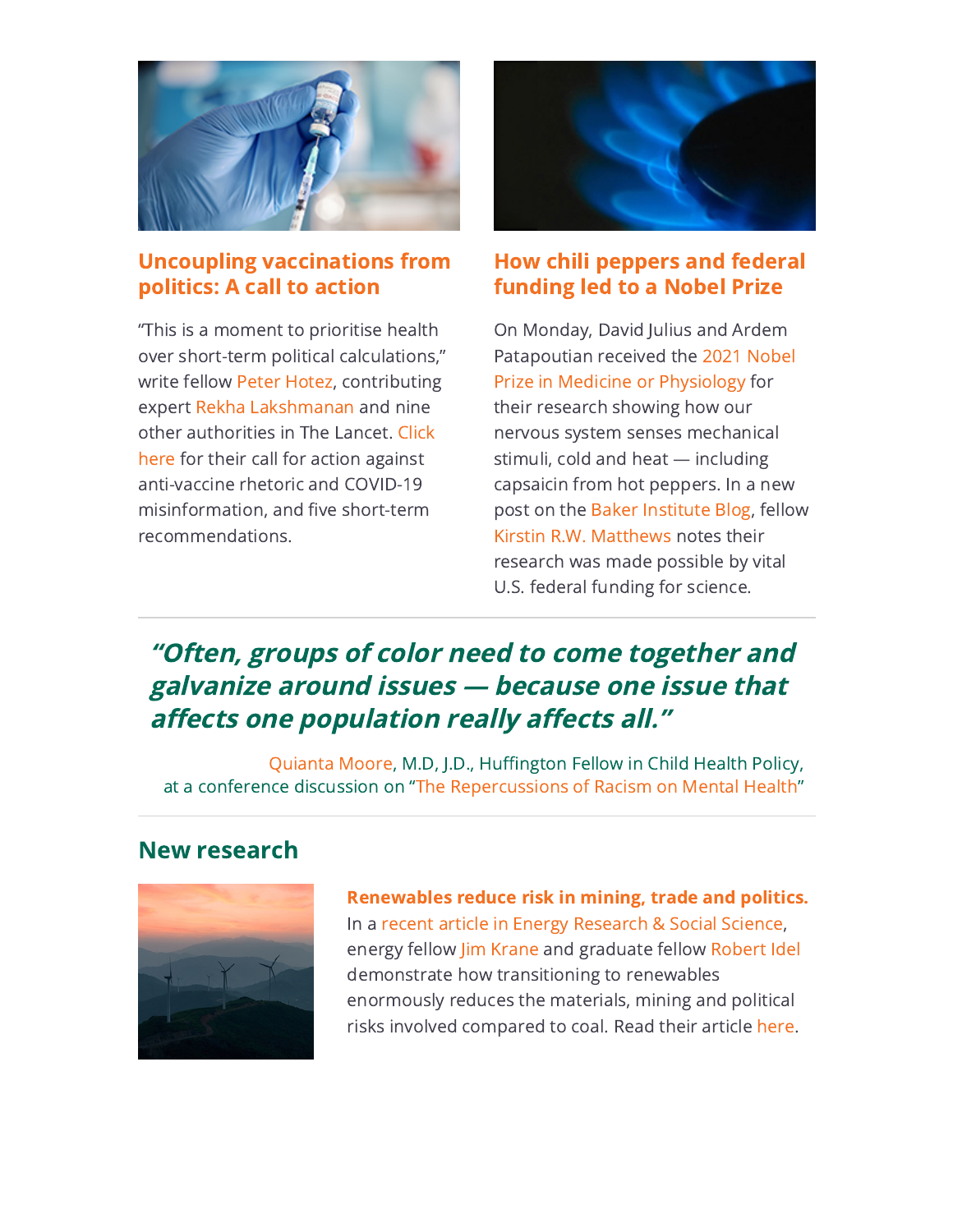### Uncoupling vaccinations from politics: A call to action

"This is a moment to prioritise health over short-term political calculations," write fellow Peter Hotez, contributing expert Rekha Lakshmanan and nine other authorities in The Lancet. Click here for their call for action against anti-vaccine rhetoric and COVID-19 misinformation, and five short-term recommendations.

### How chili peppers and federal funding led to a Nobel Prize

On Monday, David Julius and Ardem Patapoutian received the 2021 Nobel Prize in Medicine or Physiology for their research showing how our nervous system senses mechanical stimuli, cold and heat — including capsaicin from hot peppers. In a new post on the Baker Institute Blog, fellow Kirstin R.W. Matthews notes their research was made possible by vital U.S. federal funding for science.

---

> ***"Often, groups of color need to come together and galvanize around issues — because one issue that affects one population really affects all."***
>
> Quianta Moore, M.D, J.D., Huffington Fellow in Child Health Policy, at a conference discussion on "The Repercussions of Racism on Mental Health"

---

## New research

**Renewables reduce risk in mining, trade and politics.** In a recent article in Energy Research & Social Science, energy fellow Jim Krane and graduate fellow Robert Idel demonstrate how transitioning to renewables enormously reduces the materials, mining and political risks involved compared to coal. Read their article here.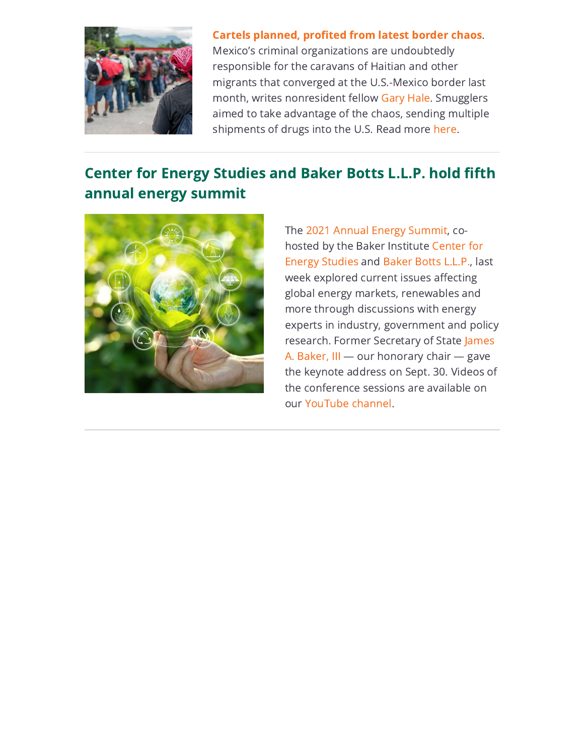**Cartels planned, profited from latest border chaos**. Mexico's criminal organizations are undoubtedly responsible for the caravans of Haitian and other migrants that converged at the U.S.-Mexico border last month, writes nonresident fellow Gary Hale. Smugglers aimed to take advantage of the chaos, sending multiple shipments of drugs into the U.S. Read more here.

---

## Center for Energy Studies and Baker Botts L.L.P. hold fifth annual energy summit

The 2021 Annual Energy Summit, co-hosted by the Baker Institute Center for Energy Studies and Baker Botts L.L.P., last week explored current issues affecting global energy markets, renewables and more through discussions with energy experts in industry, government and policy research. Former Secretary of State James A. Baker, III — our honorary chair — gave the keynote address on Sept. 30. Videos of the conference sessions are available on our YouTube channel.

---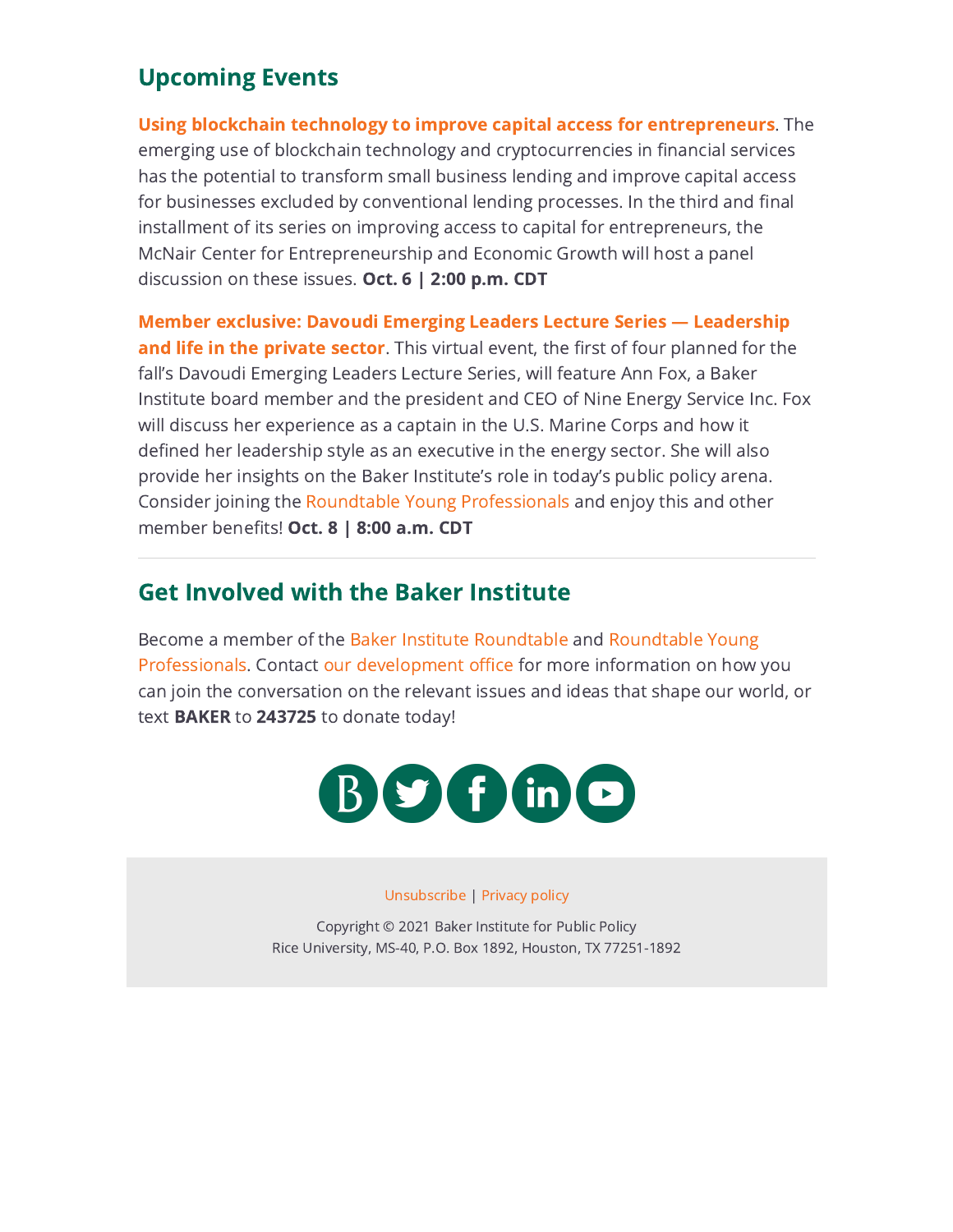## Upcoming Events

**Using blockchain technology to improve capital access for entrepreneurs**. The emerging use of blockchain technology and cryptocurrencies in financial services has the potential to transform small business lending and improve capital access for businesses excluded by conventional lending processes. In the third and final installment of its series on improving access to capital for entrepreneurs, the McNair Center for Entrepreneurship and Economic Growth will host a panel discussion on these issues. **Oct. 6 | 2:00 p.m. CDT**

**Member exclusive: Davoudi Emerging Leaders Lecture Series — Leadership and life in the private sector**. This virtual event, the first of four planned for the fall's Davoudi Emerging Leaders Lecture Series, will feature Ann Fox, a Baker Institute board member and the president and CEO of Nine Energy Service Inc. Fox will discuss her experience as a captain in the U.S. Marine Corps and how it defined her leadership style as an executive in the energy sector. She will also provide her insights on the Baker Institute's role in today's public policy arena. Consider joining the Roundtable Young Professionals and enjoy this and other member benefits! **Oct. 8 | 8:00 a.m. CDT**

---

## Get Involved with the Baker Institute

Become a member of the Baker Institute Roundtable and Roundtable Young Professionals. Contact our development office for more information on how you can join the conversation on the relevant issues and ideas that shape our world, or text **BAKER** to **243725** to donate today!

Unsubscribe | Privacy policy

Copyright © 2021 Baker Institute for Public Policy
Rice University, MS-40, P.O. Box 1892, Houston, TX 77251-1892